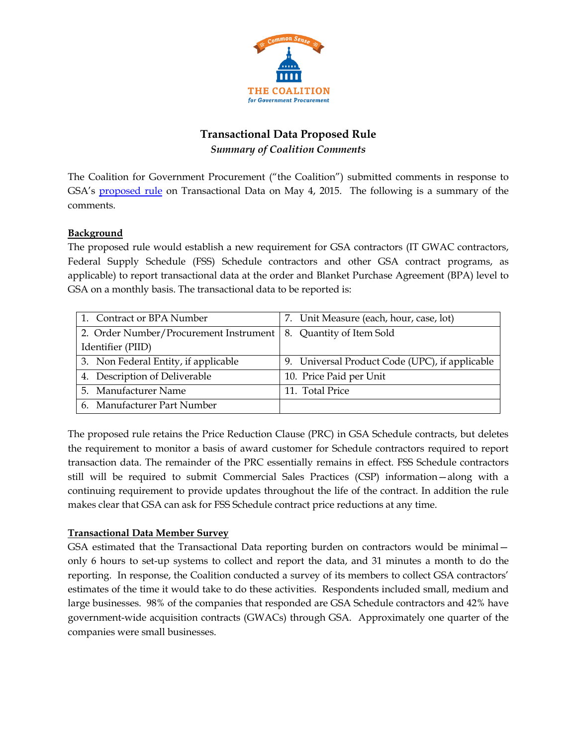# Transactional Data Proposed Rule

*Summary of Coalition Comments*

The Coalition for Government Procurement ("the Coalition") submitted comments in response to GSA's proposed rule on Transactional Data on May 4, 2015. The following is a summary of the comments.

**Background**

The proposed rule would establish a new requirement for GSA contractors (IT GWAC contractors, Federal Supply Schedule (FSS) Schedule contractors and other GSA contract programs, as applicable) to report transactional data at the order and Blanket Purchase Agreement (BPA) level to GSA on a monthly basis. The transactional data to be reported is:

| | |
|---|---|
| 1. Contract or BPA Number | 7. Unit Measure (each, hour, case, lot) |
| 2. Order Number/Procurement Instrument Identifier (PIID) | 8. Quantity of Item Sold |
| 3. Non Federal Entity, if applicable | 9. Universal Product Code (UPC), if applicable |
| 4. Description of Deliverable | 10. Price Paid per Unit |
| 5. Manufacturer Name | 11. Total Price |
| 6. Manufacturer Part Number | |

The proposed rule retains the Price Reduction Clause (PRC) in GSA Schedule contracts, but deletes the requirement to monitor a basis of award customer for Schedule contractors required to report transaction data. The remainder of the PRC essentially remains in effect. FSS Schedule contractors still will be required to submit Commercial Sales Practices (CSP) information—along with a continuing requirement to provide updates throughout the life of the contract. In addition the rule makes clear that GSA can ask for FSS Schedule contract price reductions at any time.

**Transactional Data Member Survey**

GSA estimated that the Transactional Data reporting burden on contractors would be minimal—only 6 hours to set-up systems to collect and report the data, and 31 minutes a month to do the reporting. In response, the Coalition conducted a survey of its members to collect GSA contractors' estimates of the time it would take to do these activities. Respondents included small, medium and large businesses. 98% of the companies that responded are GSA Schedule contractors and 42% have government-wide acquisition contracts (GWACs) through GSA. Approximately one quarter of the companies were small businesses.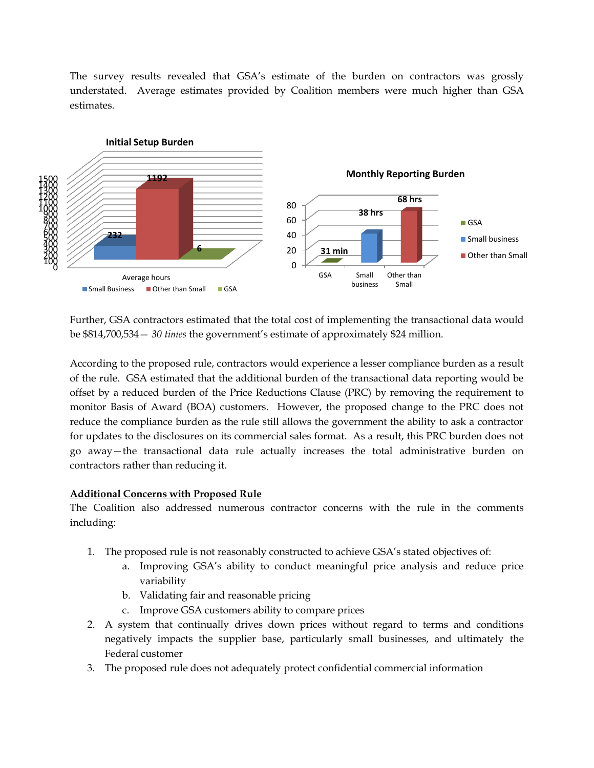The survey results revealed that GSA's estimate of the burden on contractors was grossly understated. Average estimates provided by Coalition members were much higher than GSA estimates.

**Initial Setup Burden**

| Average hours | Small Business | Other than Small | GSA |
|---|---|---|---|
| | 232 | 1192 | 6 |

**Monthly Reporting Burden**

| | GSA | Small business | Other than Small |
|---|---|---|---|
| | 31 min | 38 hrs | 68 hrs |

Further, GSA contractors estimated that the total cost of implementing the transactional data would be $814,700,534— *30 times* the government's estimate of approximately $24 million.

According to the proposed rule, contractors would experience a lesser compliance burden as a result of the rule. GSA estimated that the additional burden of the transactional data reporting would be offset by a reduced burden of the Price Reductions Clause (PRC) by removing the requirement to monitor Basis of Award (BOA) customers. However, the proposed change to the PRC does not reduce the compliance burden as the rule still allows the government the ability to ask a contractor for updates to the disclosures on its commercial sales format. As a result, this PRC burden does not go away—the transactional data rule actually increases the total administrative burden on contractors rather than reducing it.

**<u>Additional Concerns with Proposed Rule</u>**

The Coalition also addressed numerous contractor concerns with the rule in the comments including:

1. The proposed rule is not reasonably constructed to achieve GSA's stated objectives of:
   a. Improving GSA's ability to conduct meaningful price analysis and reduce price variability
   b. Validating fair and reasonable pricing
   c. Improve GSA customers ability to compare prices
2. A system that continually drives down prices without regard to terms and conditions negatively impacts the supplier base, particularly small businesses, and ultimately the Federal customer
3. The proposed rule does not adequately protect confidential commercial information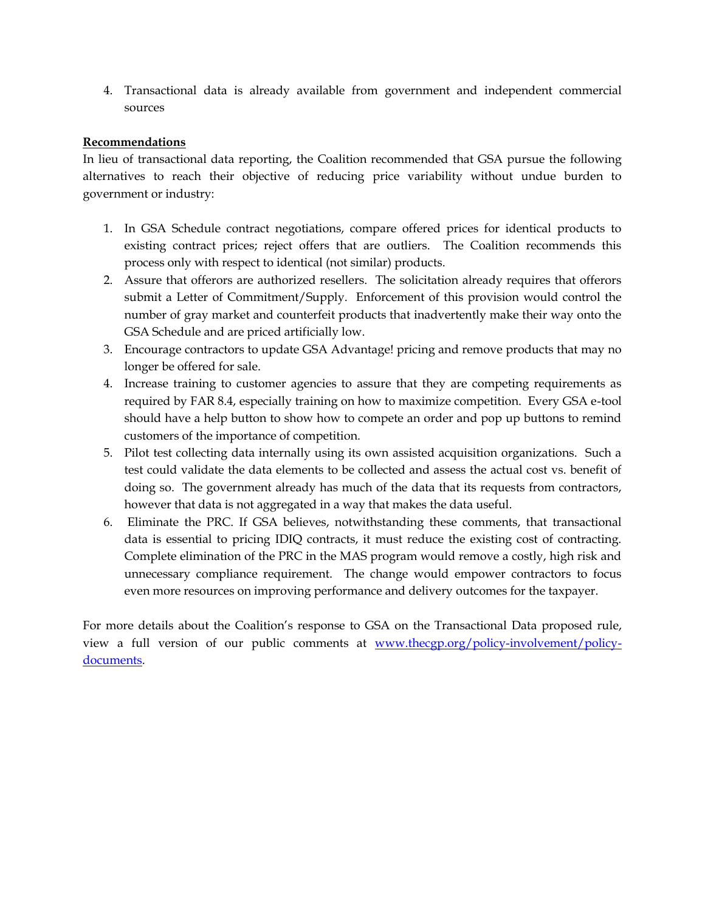4. Transactional data is already available from government and independent commercial sources

**Recommendations**

In lieu of transactional data reporting, the Coalition recommended that GSA pursue the following alternatives to reach their objective of reducing price variability without undue burden to government or industry:

1. In GSA Schedule contract negotiations, compare offered prices for identical products to existing contract prices; reject offers that are outliers. The Coalition recommends this process only with respect to identical (not similar) products.
2. Assure that offerors are authorized resellers. The solicitation already requires that offerors submit a Letter of Commitment/Supply. Enforcement of this provision would control the number of gray market and counterfeit products that inadvertently make their way onto the GSA Schedule and are priced artificially low.
3. Encourage contractors to update GSA Advantage! pricing and remove products that may no longer be offered for sale.
4. Increase training to customer agencies to assure that they are competing requirements as required by FAR 8.4, especially training on how to maximize competition. Every GSA e-tool should have a help button to show how to compete an order and pop up buttons to remind customers of the importance of competition.
5. Pilot test collecting data internally using its own assisted acquisition organizations. Such a test could validate the data elements to be collected and assess the actual cost vs. benefit of doing so. The government already has much of the data that its requests from contractors, however that data is not aggregated in a way that makes the data useful.
6. Eliminate the PRC. If GSA believes, notwithstanding these comments, that transactional data is essential to pricing IDIQ contracts, it must reduce the existing cost of contracting. Complete elimination of the PRC in the MAS program would remove a costly, high risk and unnecessary compliance requirement. The change would empower contractors to focus even more resources on improving performance and delivery outcomes for the taxpayer.

For more details about the Coalition's response to GSA on the Transactional Data proposed rule, view a full version of our public comments at [www.thecgp.org/policy-involvement/policy-documents](www.thecgp.org/policy-involvement/policy-documents).